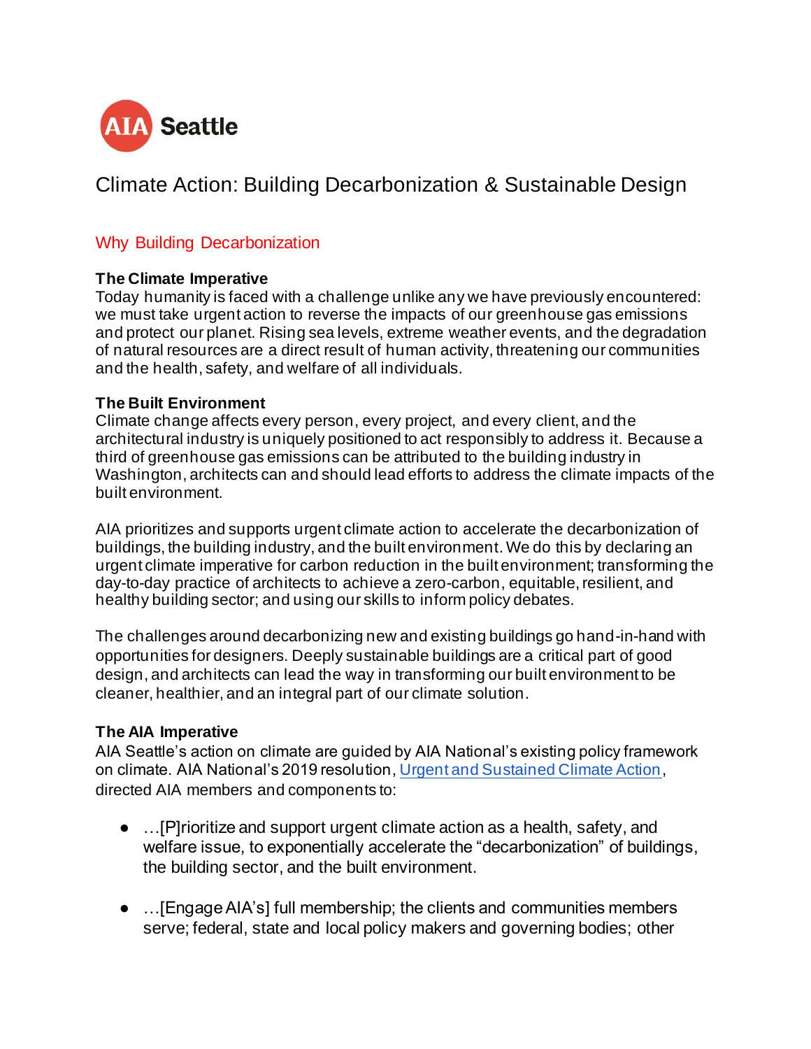AIA Seattle

# Climate Action: Building Decarbonization & Sustainable Design

## Why Building Decarbonization

### The Climate Imperative

Today humanity is faced with a challenge unlike any we have previously encountered: we must take urgent action to reverse the impacts of our greenhouse gas emissions and protect our planet. Rising sea levels, extreme weather events, and the degradation of natural resources are a direct result of human activity, threatening our communities and the health, safety, and welfare of all individuals.

### The Built Environment

Climate change affects every person, every project, and every client, and the architectural industry is uniquely positioned to act responsibly to address it. Because a third of greenhouse gas emissions can be attributed to the building industry in Washington, architects can and should lead efforts to address the climate impacts of the built environment.

AIA prioritizes and supports urgent climate action to accelerate the decarbonization of buildings, the building industry, and the built environment. We do this by declaring an urgent climate imperative for carbon reduction in the built environment; transforming the day-to-day practice of architects to achieve a zero-carbon, equitable, resilient, and healthy building sector; and using our skills to inform policy debates.

The challenges around decarbonizing new and existing buildings go hand-in-hand with opportunities for designers. Deeply sustainable buildings are a critical part of good design, and architects can lead the way in transforming our built environment to be cleaner, healthier, and an integral part of our climate solution.

### The AIA Imperative

AIA Seattle's action on climate are guided by AIA National's existing policy framework on climate. AIA National's 2019 resolution, [Urgent and Sustained Climate Action](), directed AIA members and components to:

- …[P]rioritize and support urgent climate action as a health, safety, and welfare issue, to exponentially accelerate the "decarbonization" of buildings, the building sector, and the built environment.
- …[Engage AIA's] full membership; the clients and communities members serve; federal, state and local policy makers and governing bodies; other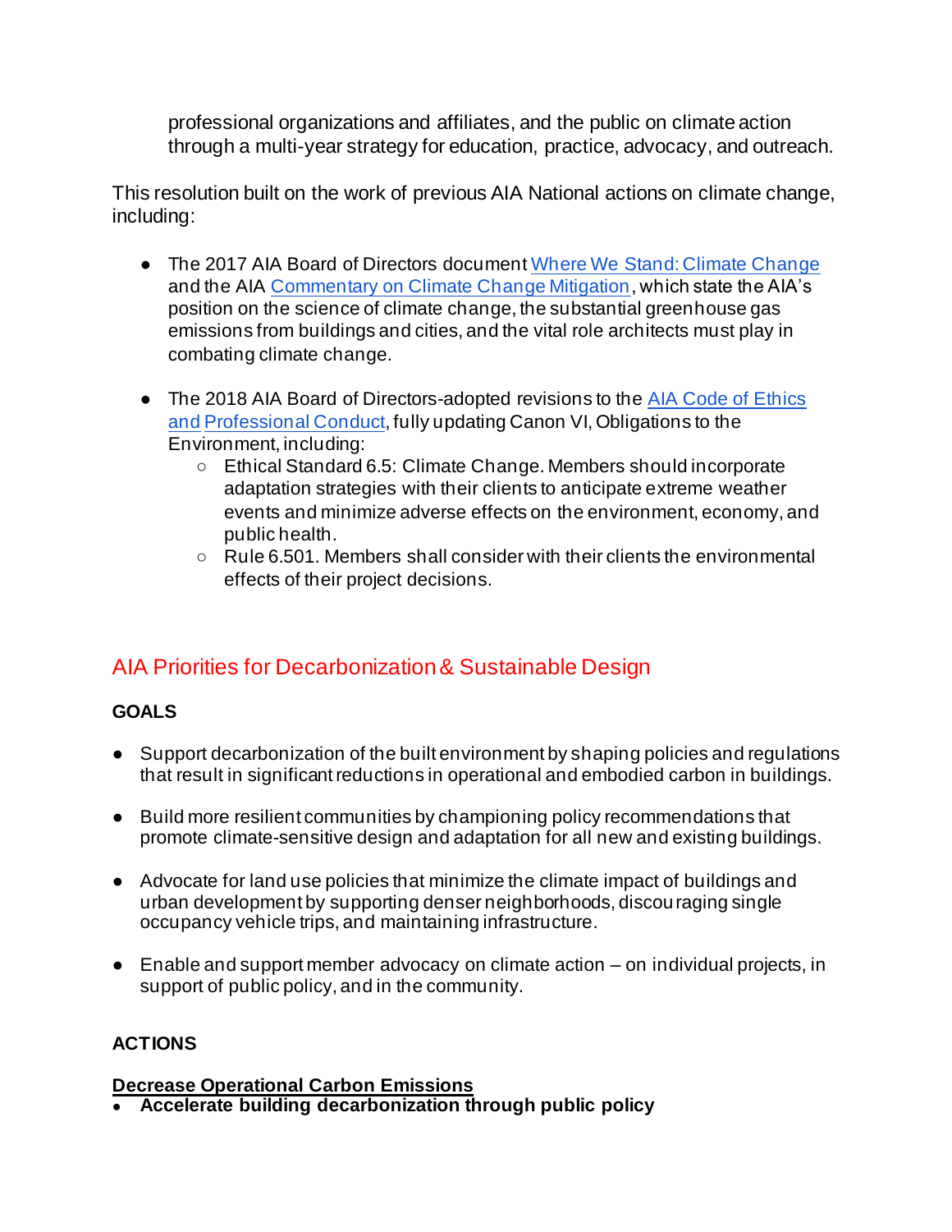professional organizations and affiliates, and the public on climate action through a multi-year strategy for education, practice, advocacy, and outreach.

This resolution built on the work of previous AIA National actions on climate change, including:

- The 2017 AIA Board of Directors document Where We Stand: Climate Change and the AIA Commentary on Climate Change Mitigation, which state the AIA's position on the science of climate change, the substantial greenhouse gas emissions from buildings and cities, and the vital role architects must play in combating climate change.

- The 2018 AIA Board of Directors-adopted revisions to the AIA Code of Ethics and Professional Conduct, fully updating Canon VI, Obligations to the Environment, including:
    - Ethical Standard 6.5: Climate Change. Members should incorporate adaptation strategies with their clients to anticipate extreme weather events and minimize adverse effects on the environment, economy, and public health.
    - Rule 6.501. Members shall consider with their clients the environmental effects of their project decisions.

## AIA Priorities for Decarbonization & Sustainable Design

**GOALS**

- Support decarbonization of the built environment by shaping policies and regulations that result in significant reductions in operational and embodied carbon in buildings.

- Build more resilient communities by championing policy recommendations that promote climate-sensitive design and adaptation for all new and existing buildings.

- Advocate for land use policies that minimize the climate impact of buildings and urban development by supporting denser neighborhoods, discouraging single occupancy vehicle trips, and maintaining infrastructure.

- Enable and support member advocacy on climate action – on individual projects, in support of public policy, and in the community.

**ACTIONS**

**Decrease Operational Carbon Emissions**

- **Accelerate building decarbonization through public policy**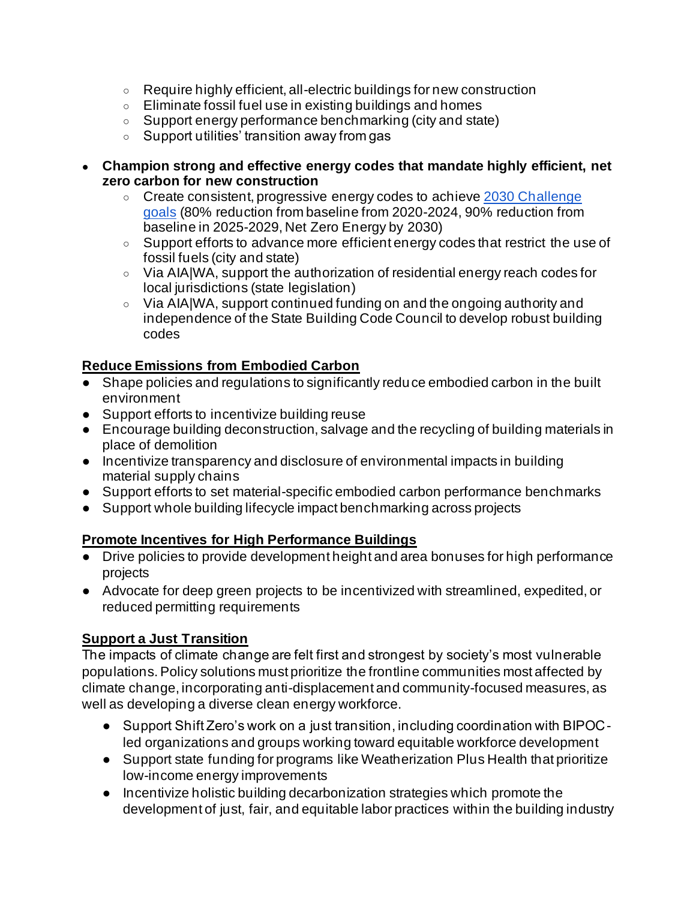- Require highly efficient, all-electric buildings for new construction
    - Eliminate fossil fuel use in existing buildings and homes
    - Support energy performance benchmarking (city and state)
    - Support utilities' transition away from gas

- **Champion strong and effective energy codes that mandate highly efficient, net zero carbon for new construction**
    - Create consistent, progressive energy codes to achieve [2030 Challenge goals](#) (80% reduction from baseline from 2020-2024, 90% reduction from baseline in 2025-2029, Net Zero Energy by 2030)
    - Support efforts to advance more efficient energy codes that restrict the use of fossil fuels (city and state)
    - Via AIA|WA, support the authorization of residential energy reach codes for local jurisdictions (state legislation)
    - Via AIA|WA, support continued funding on and the ongoing authority and independence of the State Building Code Council to develop robust building codes

**<u>Reduce Emissions from Embodied Carbon</u>**

- Shape policies and regulations to significantly reduce embodied carbon in the built environment
- Support efforts to incentivize building reuse
- Encourage building deconstruction, salvage and the recycling of building materials in place of demolition
- Incentivize transparency and disclosure of environmental impacts in building material supply chains
- Support efforts to set material-specific embodied carbon performance benchmarks
- Support whole building lifecycle impact benchmarking across projects

**<u>Promote Incentives for High Performance Buildings</u>**

- Drive policies to provide development height and area bonuses for high performance projects
- Advocate for deep green projects to be incentivized with streamlined, expedited, or reduced permitting requirements

**<u>Support a Just Transition</u>**

The impacts of climate change are felt first and strongest by society's most vulnerable populations. Policy solutions must prioritize the frontline communities most affected by climate change, incorporating anti-displacement and community-focused measures, as well as developing a diverse clean energy workforce.

- Support Shift Zero's work on a just transition, including coordination with BIPOC-led organizations and groups working toward equitable workforce development
- Support state funding for programs like Weatherization Plus Health that prioritize low-income energy improvements
- Incentivize holistic building decarbonization strategies which promote the development of just, fair, and equitable labor practices within the building industry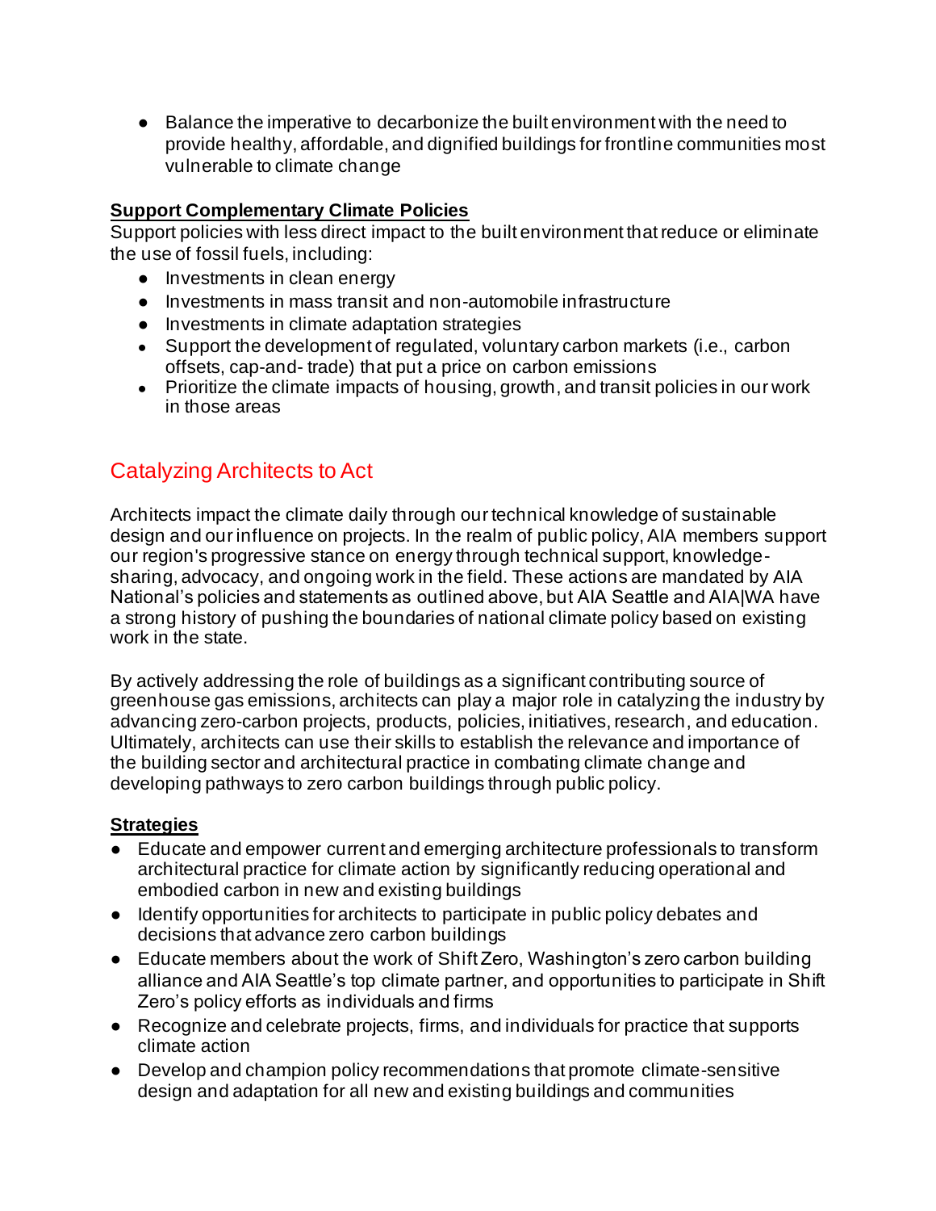- Balance the imperative to decarbonize the built environment with the need to provide healthy, affordable, and dignified buildings for frontline communities most vulnerable to climate change

**Support Complementary Climate Policies**

Support policies with less direct impact to the built environment that reduce or eliminate the use of fossil fuels, including:

- Investments in clean energy
- Investments in mass transit and non-automobile infrastructure
- Investments in climate adaptation strategies
- Support the development of regulated, voluntary carbon markets (i.e., carbon offsets, cap-and- trade) that put a price on carbon emissions
- Prioritize the climate impacts of housing, growth, and transit policies in our work in those areas

## Catalyzing Architects to Act

Architects impact the climate daily through our technical knowledge of sustainable design and our influence on projects. In the realm of public policy, AIA members support our region's progressive stance on energy through technical support, knowledge-sharing, advocacy, and ongoing work in the field. These actions are mandated by AIA National's policies and statements as outlined above, but AIA Seattle and AIA|WA have a strong history of pushing the boundaries of national climate policy based on existing work in the state.

By actively addressing the role of buildings as a significant contributing source of greenhouse gas emissions, architects can play a major role in catalyzing the industry by advancing zero-carbon projects, products, policies, initiatives, research, and education. Ultimately, architects can use their skills to establish the relevance and importance of the building sector and architectural practice in combating climate change and developing pathways to zero carbon buildings through public policy.

**Strategies**

- Educate and empower current and emerging architecture professionals to transform architectural practice for climate action by significantly reducing operational and embodied carbon in new and existing buildings
- Identify opportunities for architects to participate in public policy debates and decisions that advance zero carbon buildings
- Educate members about the work of Shift Zero, Washington's zero carbon building alliance and AIA Seattle's top climate partner, and opportunities to participate in Shift Zero's policy efforts as individuals and firms
- Recognize and celebrate projects, firms, and individuals for practice that supports climate action
- Develop and champion policy recommendations that promote climate-sensitive design and adaptation for all new and existing buildings and communities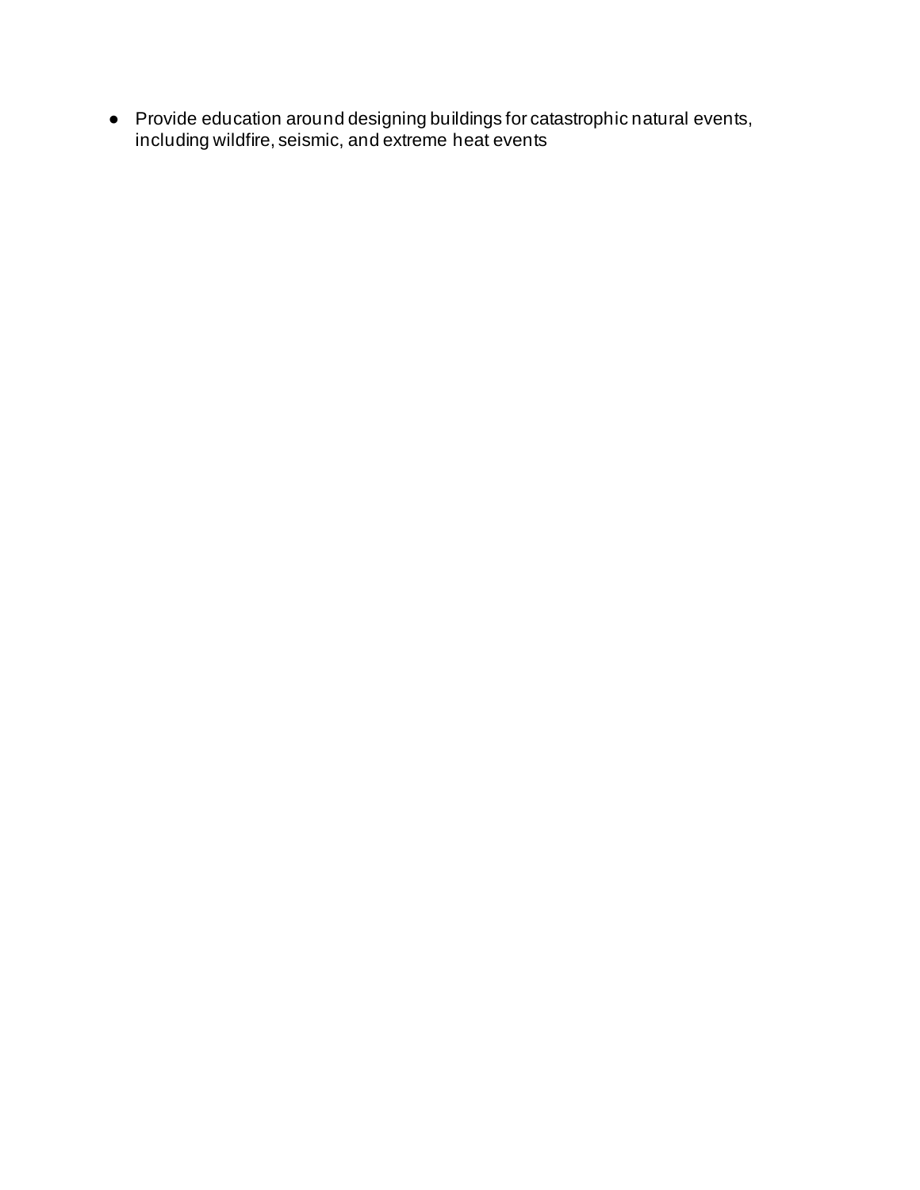- Provide education around designing buildings for catastrophic natural events, including wildfire, seismic, and extreme heat events